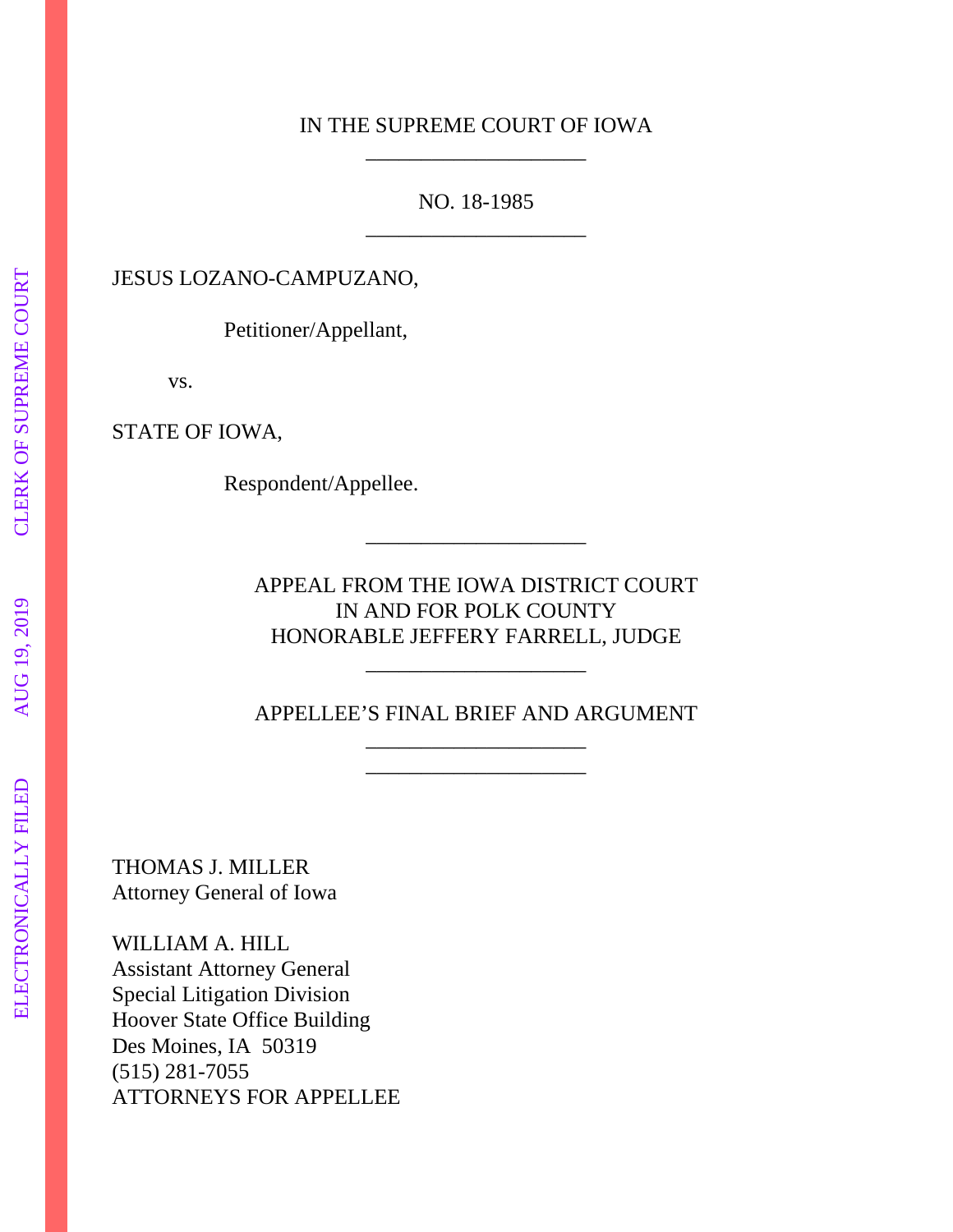IN THE SUPREME COURT OF IOWA

NO. 18-1985

JESUS LOZANO-CAMPUZANO,

Petitioner/Appellant,

vs.

STATE OF IOWA,

Respondent/Appellee.

APPEAL FROM THE IOWA DISTRICT COURT
IN AND FOR POLK COUNTY
HONORABLE JEFFERY FARRELL, JUDGE

APPELLEE'S FINAL BRIEF AND ARGUMENT

THOMAS J. MILLER
Attorney General of Iowa

WILLIAM A. HILL
Assistant Attorney General
Special Litigation Division
Hoover State Office Building
Des Moines, IA 50319
(515) 281-7055
ATTORNEYS FOR APPELLEE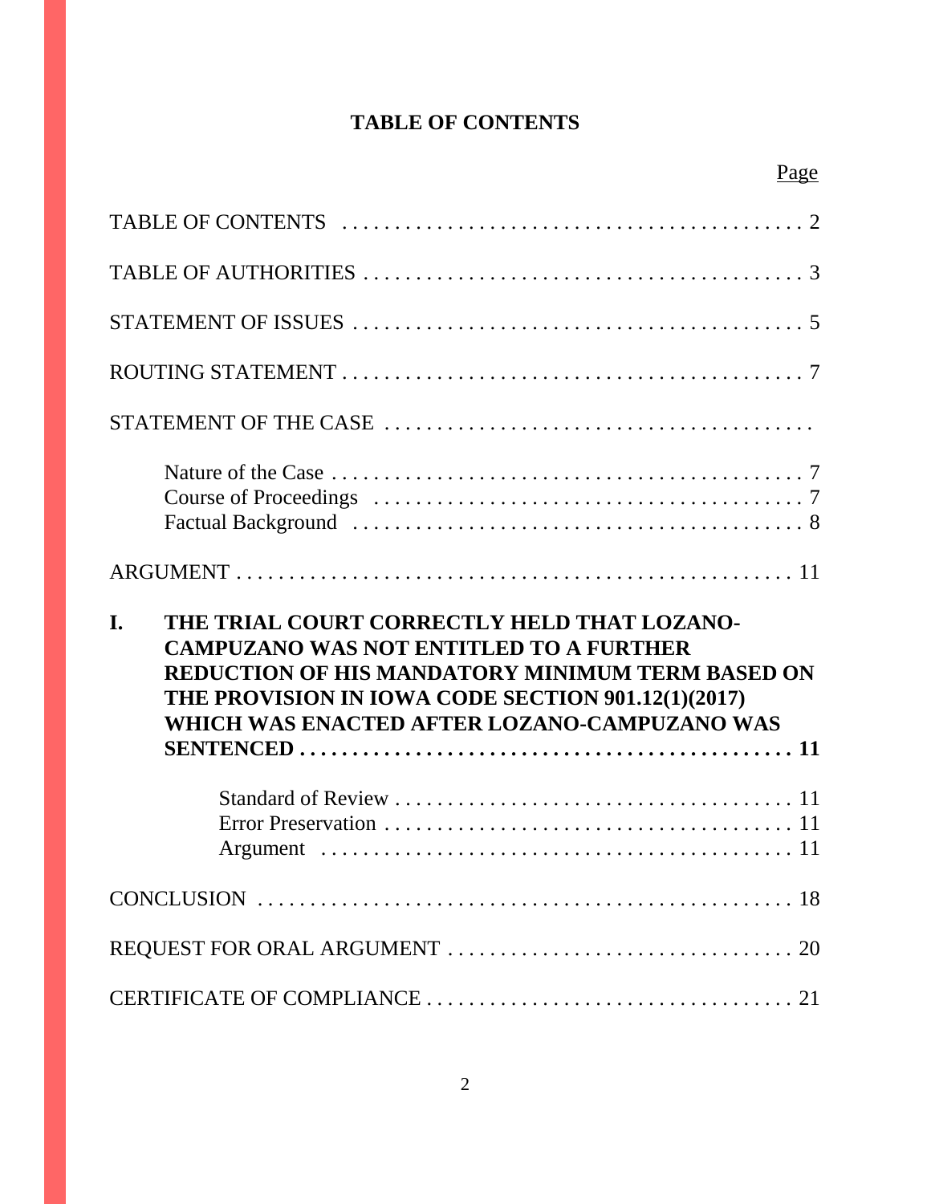# TABLE OF CONTENTS

| | Page |
|---|---|
| TABLE OF CONTENTS | 2 |
| TABLE OF AUTHORITIES | 3 |
| STATEMENT OF ISSUES | 5 |
| ROUTING STATEMENT | 7 |
| STATEMENT OF THE CASE | |
| Nature of the Case | 7 |
| Course of Proceedings | 7 |
| Factual Background | 8 |
| ARGUMENT | 11 |
| **I. THE TRIAL COURT CORRECTLY HELD THAT LOZANO-CAMPUZANO WAS NOT ENTITLED TO A FURTHER REDUCTION OF HIS MANDATORY MINIMUM TERM BASED ON THE PROVISION IN IOWA CODE SECTION 901.12(1)(2017) WHICH WAS ENACTED AFTER LOZANO-CAMPUZANO WAS SENTENCED** | **11** |
| Standard of Review | 11 |
| Error Preservation | 11 |
| Argument | 11 |
| CONCLUSION | 18 |
| REQUEST FOR ORAL ARGUMENT | 20 |
| CERTIFICATE OF COMPLIANCE | 21 |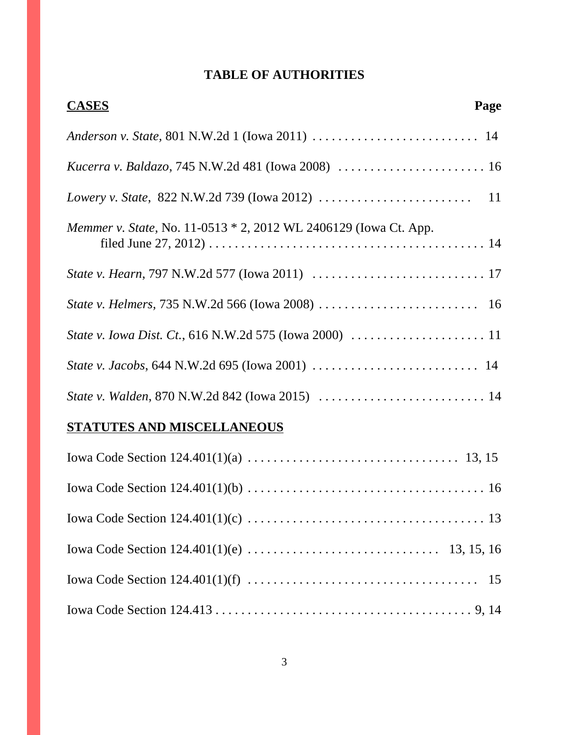# TABLE OF AUTHORITIES

| **CASES** | **Page** |
|---|---|
| *Anderson v. State*, 801 N.W.2d 1 (Iowa 2011) | 14 |
| *Kucerra v. Baldazo*, 745 N.W.2d 481 (Iowa 2008) | 16 |
| *Lowery v. State*, 822 N.W.2d 739 (Iowa 2012) | 11 |
| *Memmer v. State*, No. 11-0513 * 2, 2012 WL 2406129 (Iowa Ct. App. filed June 27, 2012) | 14 |
| *State v. Hearn*, 797 N.W.2d 577 (Iowa 2011) | 17 |
| *State v. Helmers*, 735 N.W.2d 566 (Iowa 2008) | 16 |
| *State v. Iowa Dist. Ct.*, 616 N.W.2d 575 (Iowa 2000) | 11 |
| *State v. Jacobs*, 644 N.W.2d 695 (Iowa 2001) | 14 |
| *State v. Walden*, 870 N.W.2d 842 (Iowa 2015) | 14 |

| **STATUTES AND MISCELLANEOUS** | |
|---|---|
| Iowa Code Section 124.401(1)(a) | 13, 15 |
| Iowa Code Section 124.401(1)(b) | 16 |
| Iowa Code Section 124.401(1)(c) | 13 |
| Iowa Code Section 124.401(1)(e) | 13, 15, 16 |
| Iowa Code Section 124.401(1)(f) | 15 |
| Iowa Code Section 124.413 | 9, 14 |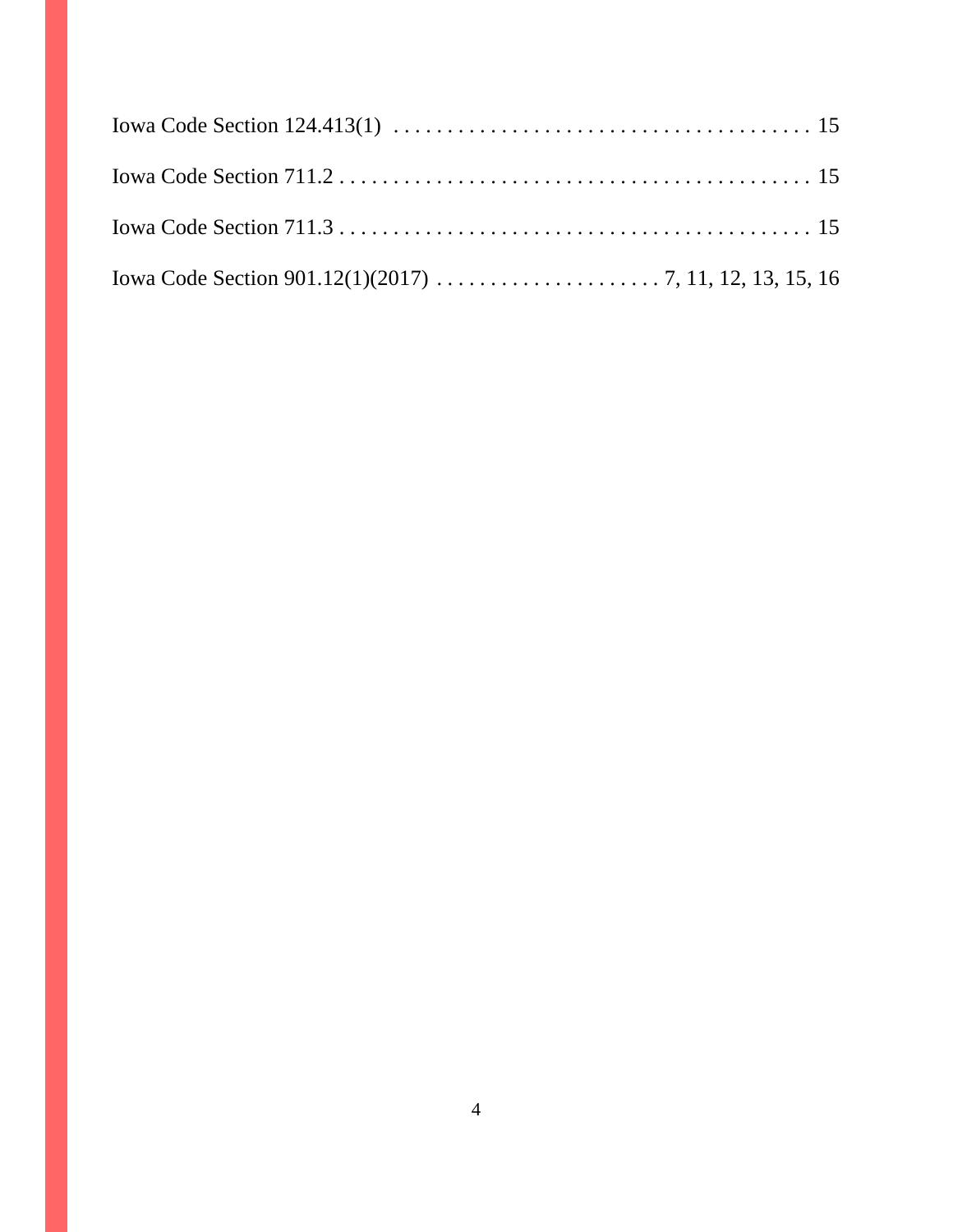Iowa Code Section 124.413(1) . . . . . . . . . . . . . . . . . . . . . . . . . . . . . . . . . . . . . . 15

Iowa Code Section 711.2 . . . . . . . . . . . . . . . . . . . . . . . . . . . . . . . . . . . . . . . . . . . . 15

Iowa Code Section 711.3 . . . . . . . . . . . . . . . . . . . . . . . . . . . . . . . . . . . . . . . . . . . . 15

Iowa Code Section 901.12(1)(2017) . . . . . . . . . . . . . . . . . . . . . 7, 11, 12, 13, 15, 16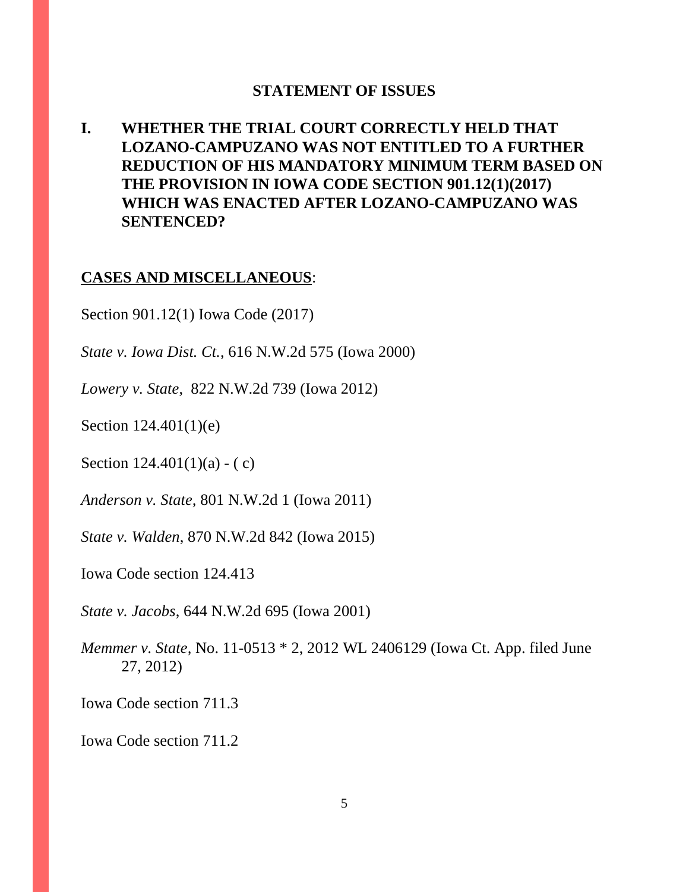## STATEMENT OF ISSUES

**I. WHETHER THE TRIAL COURT CORRECTLY HELD THAT LOZANO-CAMPUZANO WAS NOT ENTITLED TO A FURTHER REDUCTION OF HIS MANDATORY MINIMUM TERM BASED ON THE PROVISION IN IOWA CODE SECTION 901.12(1)(2017) WHICH WAS ENACTED AFTER LOZANO-CAMPUZANO WAS SENTENCED?**

**<u>CASES AND MISCELLANEOUS</u>**:

Section 901.12(1) Iowa Code (2017)

*State v. Iowa Dist. Ct.*, 616 N.W.2d 575 (Iowa 2000)

*Lowery v. State,* 822 N.W.2d 739 (Iowa 2012)

Section 124.401(1)(e)

Section 124.401(1)(a) - ( c)

*Anderson v. State,* 801 N.W.2d 1 (Iowa 2011)

*State v. Walden*, 870 N.W.2d 842 (Iowa 2015)

Iowa Code section 124.413

*State v. Jacobs*, 644 N.W.2d 695 (Iowa 2001)

*Memmer v. State,* No. 11-0513 * 2, 2012 WL 2406129 (Iowa Ct. App. filed June 27, 2012)

Iowa Code section 711.3

Iowa Code section 711.2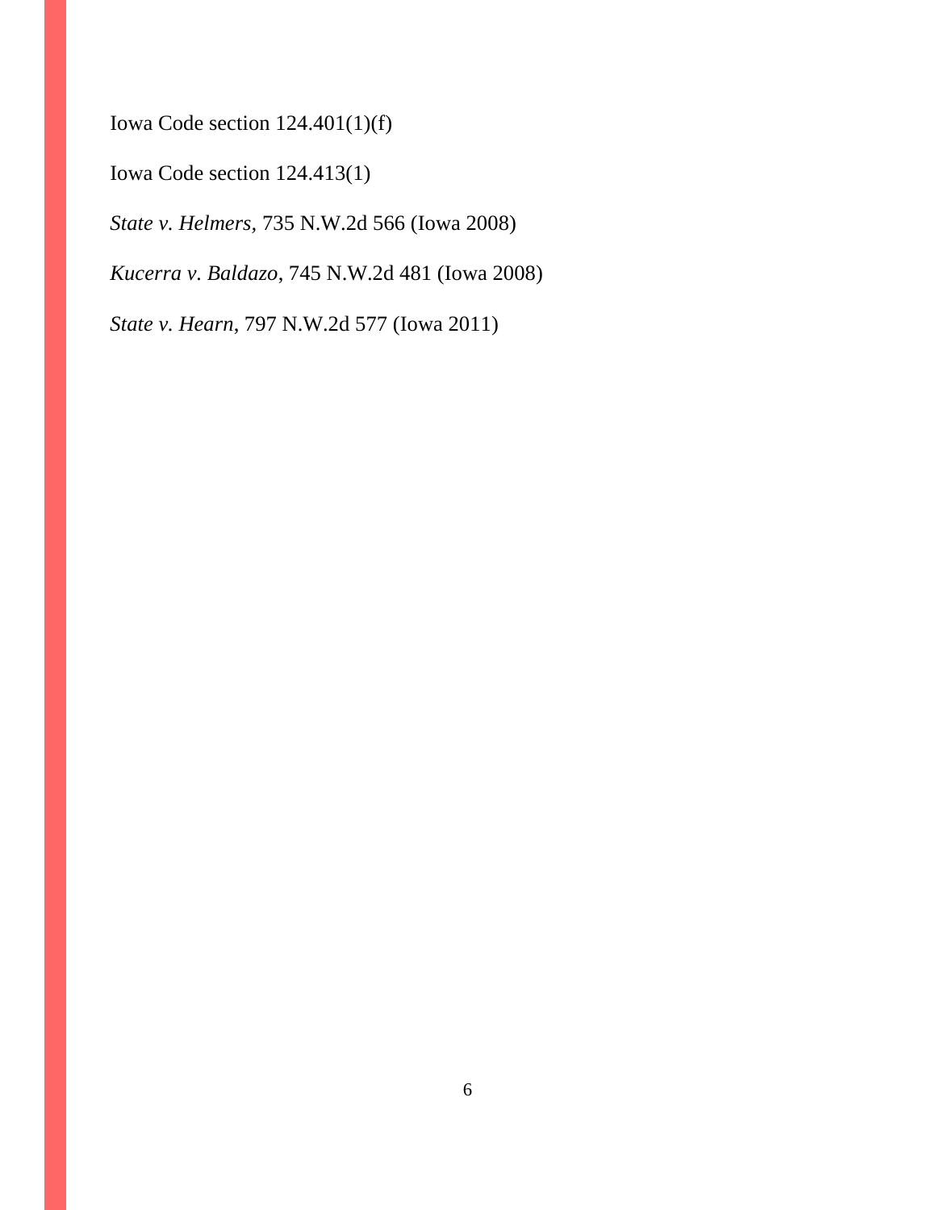Iowa Code section 124.401(1)(f)

Iowa Code section 124.413(1)

*State v. Helmers*, 735 N.W.2d 566 (Iowa 2008)

*Kucerra v. Baldazo*, 745 N.W.2d 481 (Iowa 2008)

*State v. Hearn*, 797 N.W.2d 577 (Iowa 2011)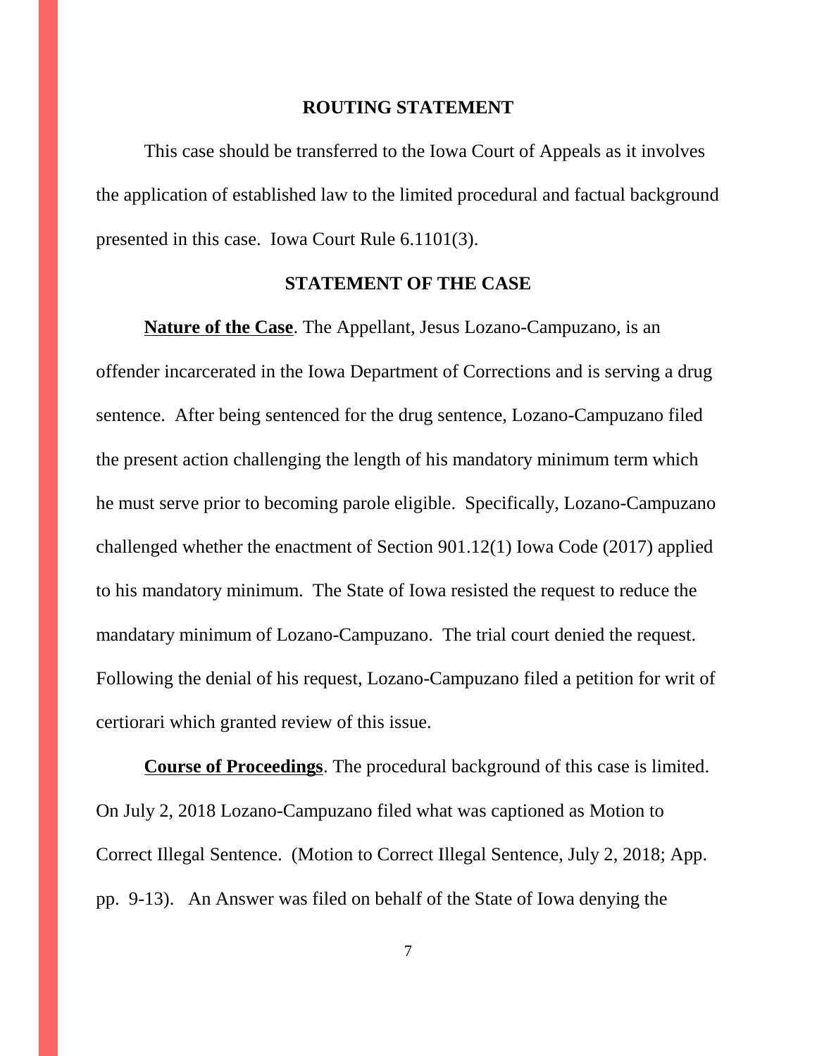## ROUTING STATEMENT

This case should be transferred to the Iowa Court of Appeals as it involves the application of established law to the limited procedural and factual background presented in this case. Iowa Court Rule 6.1101(3).

## STATEMENT OF THE CASE

**Nature of the Case**. The Appellant, Jesus Lozano-Campuzano, is an offender incarcerated in the Iowa Department of Corrections and is serving a drug sentence. After being sentenced for the drug sentence, Lozano-Campuzano filed the present action challenging the length of his mandatory minimum term which he must serve prior to becoming parole eligible. Specifically, Lozano-Campuzano challenged whether the enactment of Section 901.12(1) Iowa Code (2017) applied to his mandatory minimum. The State of Iowa resisted the request to reduce the mandatary minimum of Lozano-Campuzano. The trial court denied the request. Following the denial of his request, Lozano-Campuzano filed a petition for writ of certiorari which granted review of this issue.

**Course of Proceedings**. The procedural background of this case is limited. On July 2, 2018 Lozano-Campuzano filed what was captioned as Motion to Correct Illegal Sentence. (Motion to Correct Illegal Sentence, July 2, 2018; App. pp. 9-13). An Answer was filed on behalf of the State of Iowa denying the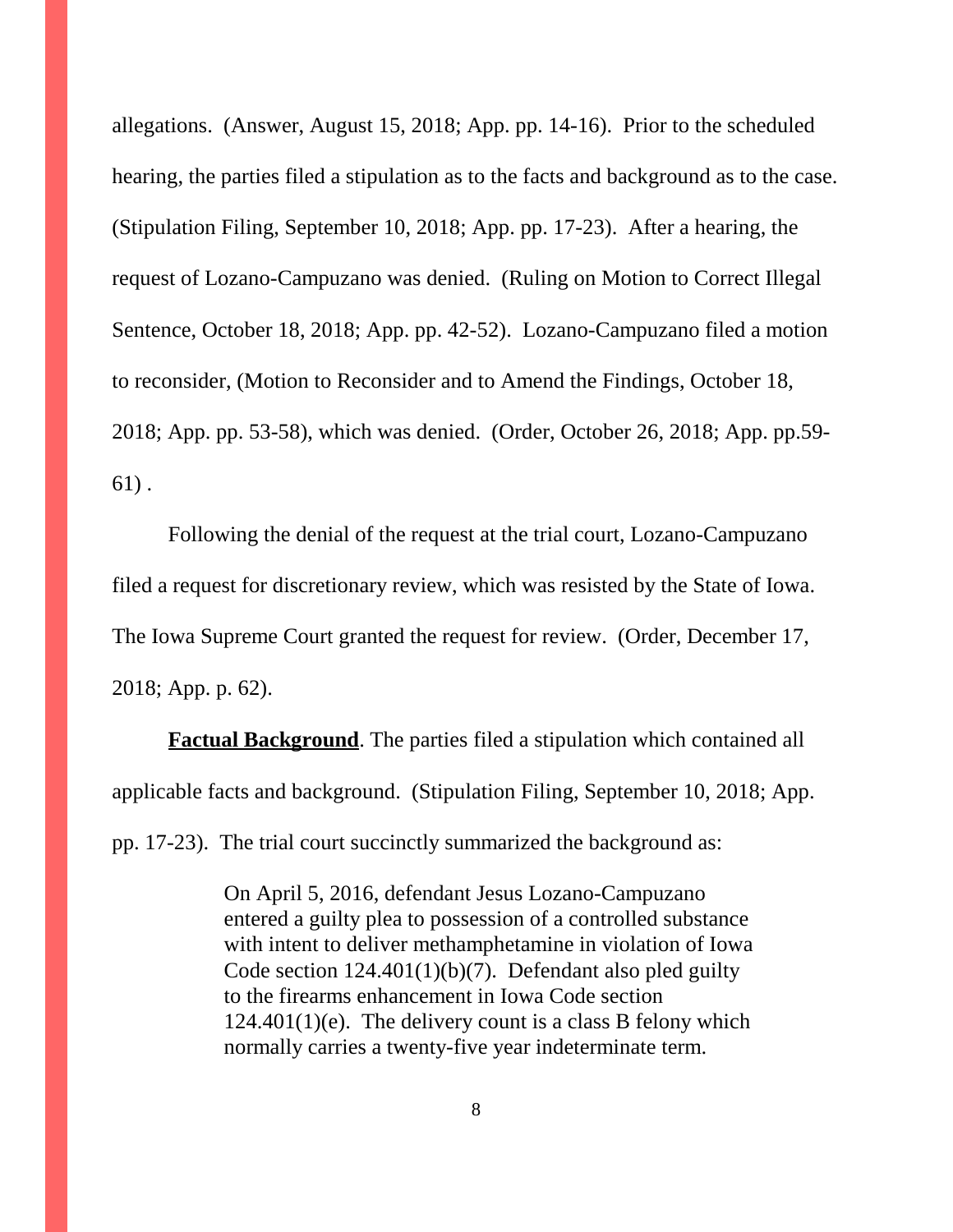allegations. (Answer, August 15, 2018; App. pp. 14-16). Prior to the scheduled hearing, the parties filed a stipulation as to the facts and background as to the case. (Stipulation Filing, September 10, 2018; App. pp. 17-23). After a hearing, the request of Lozano-Campuzano was denied. (Ruling on Motion to Correct Illegal Sentence, October 18, 2018; App. pp. 42-52). Lozano-Campuzano filed a motion to reconsider, (Motion to Reconsider and to Amend the Findings, October 18, 2018; App. pp. 53-58), which was denied. (Order, October 26, 2018; App. pp.59-61) .

Following the denial of the request at the trial court, Lozano-Campuzano filed a request for discretionary review, which was resisted by the State of Iowa. The Iowa Supreme Court granted the request for review. (Order, December 17, 2018; App. p. 62).

**Factual Background**. The parties filed a stipulation which contained all applicable facts and background. (Stipulation Filing, September 10, 2018; App. pp. 17-23). The trial court succinctly summarized the background as:

> On April 5, 2016, defendant Jesus Lozano-Campuzano entered a guilty plea to possession of a controlled substance with intent to deliver methamphetamine in violation of Iowa Code section 124.401(1)(b)(7). Defendant also pled guilty to the firearms enhancement in Iowa Code section 124.401(1)(e). The delivery count is a class B felony which normally carries a twenty-five year indeterminate term.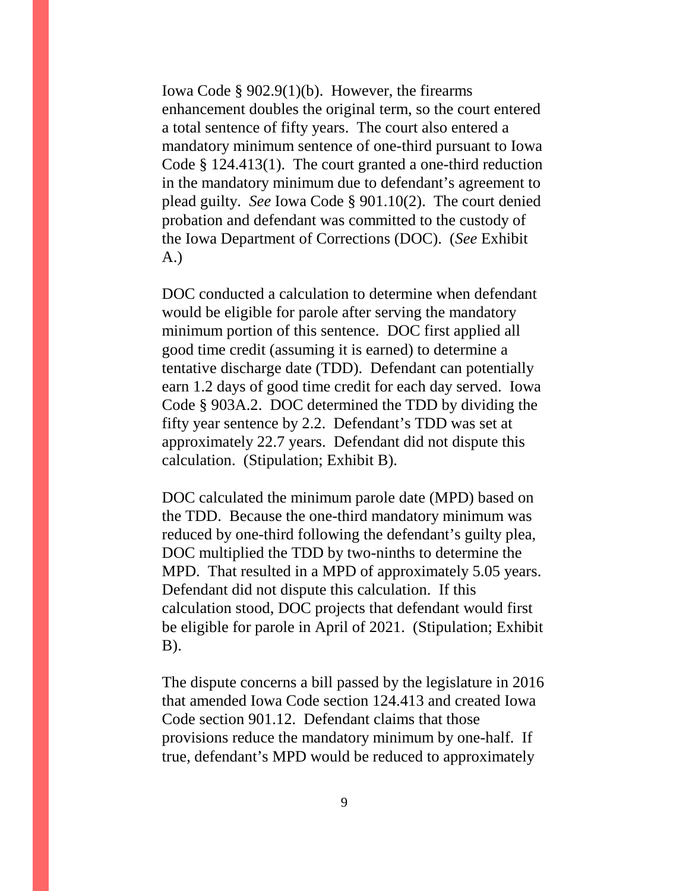Iowa Code § 902.9(1)(b). However, the firearms enhancement doubles the original term, so the court entered a total sentence of fifty years. The court also entered a mandatory minimum sentence of one-third pursuant to Iowa Code § 124.413(1). The court granted a one-third reduction in the mandatory minimum due to defendant's agreement to plead guilty. *See* Iowa Code § 901.10(2). The court denied probation and defendant was committed to the custody of the Iowa Department of Corrections (DOC). (*See* Exhibit A.)

DOC conducted a calculation to determine when defendant would be eligible for parole after serving the mandatory minimum portion of this sentence. DOC first applied all good time credit (assuming it is earned) to determine a tentative discharge date (TDD). Defendant can potentially earn 1.2 days of good time credit for each day served. Iowa Code § 903A.2. DOC determined the TDD by dividing the fifty year sentence by 2.2. Defendant's TDD was set at approximately 22.7 years. Defendant did not dispute this calculation. (Stipulation; Exhibit B).

DOC calculated the minimum parole date (MPD) based on the TDD. Because the one-third mandatory minimum was reduced by one-third following the defendant's guilty plea, DOC multiplied the TDD by two-ninths to determine the MPD. That resulted in a MPD of approximately 5.05 years. Defendant did not dispute this calculation. If this calculation stood, DOC projects that defendant would first be eligible for parole in April of 2021. (Stipulation; Exhibit B).

The dispute concerns a bill passed by the legislature in 2016 that amended Iowa Code section 124.413 and created Iowa Code section 901.12. Defendant claims that those provisions reduce the mandatory minimum by one-half. If true, defendant's MPD would be reduced to approximately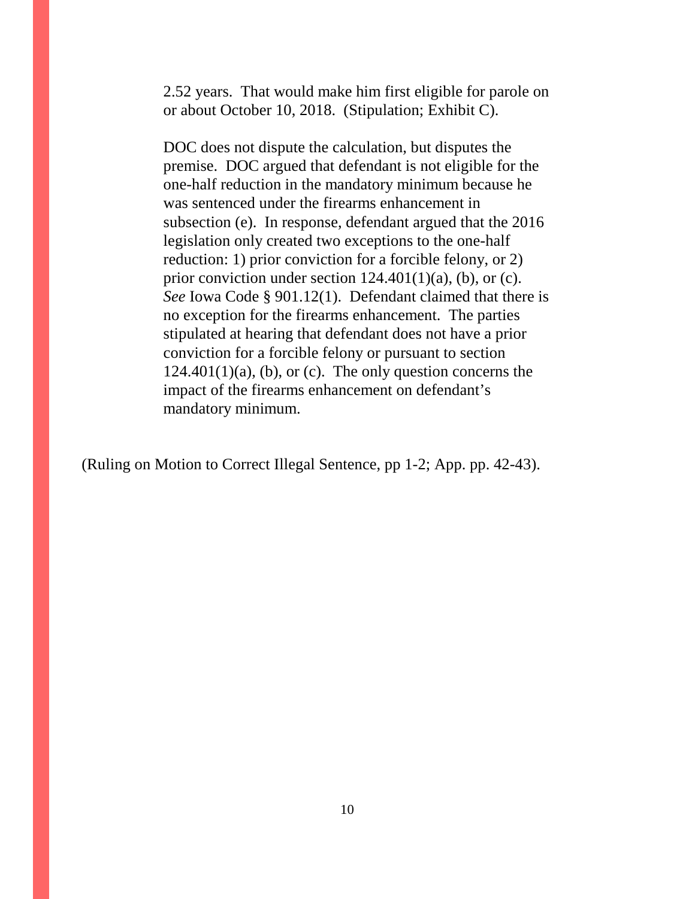> 2.52 years. That would make him first eligible for parole on or about October 10, 2018. (Stipulation; Exhibit C).
>
> DOC does not dispute the calculation, but disputes the premise. DOC argued that defendant is not eligible for the one-half reduction in the mandatory minimum because he was sentenced under the firearms enhancement in subsection (e). In response, defendant argued that the 2016 legislation only created two exceptions to the one-half reduction: 1) prior conviction for a forcible felony, or 2) prior conviction under section 124.401(1)(a), (b), or (c). *See* Iowa Code § 901.12(1). Defendant claimed that there is no exception for the firearms enhancement. The parties stipulated at hearing that defendant does not have a prior conviction for a forcible felony or pursuant to section 124.401(1)(a), (b), or (c). The only question concerns the impact of the firearms enhancement on defendant's mandatory minimum.

(Ruling on Motion to Correct Illegal Sentence, pp 1-2; App. pp. 42-43).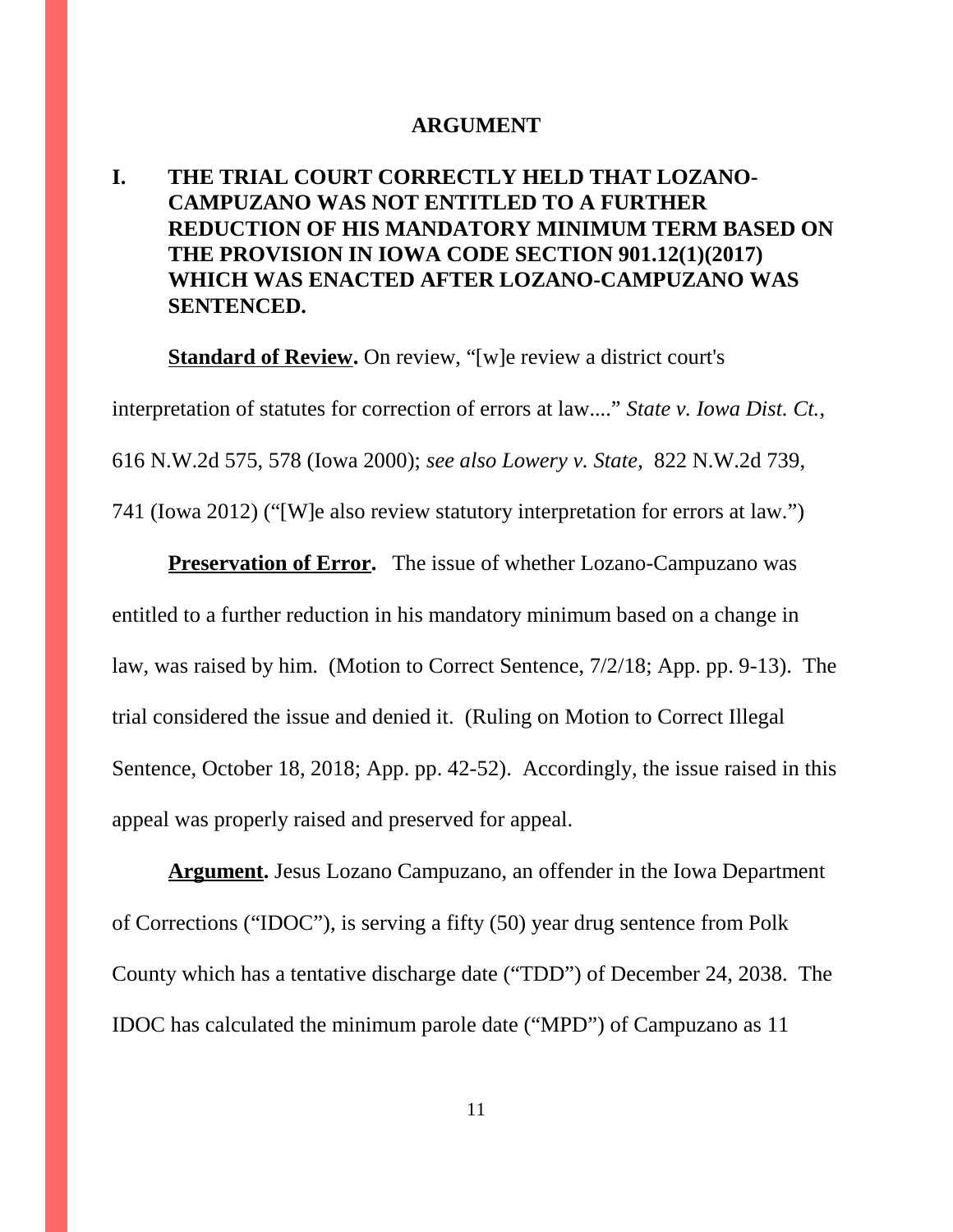## ARGUMENT

### I. THE TRIAL COURT CORRECTLY HELD THAT LOZANO-CAMPUZANO WAS NOT ENTITLED TO A FURTHER REDUCTION OF HIS MANDATORY MINIMUM TERM BASED ON THE PROVISION IN IOWA CODE SECTION 901.12(1)(2017) WHICH WAS ENACTED AFTER LOZANO-CAMPUZANO WAS SENTENCED.

**Standard of Review.** On review, "[w]e review a district court's interpretation of statutes for correction of errors at law...." *State v. Iowa Dist. Ct.*, 616 N.W.2d 575, 578 (Iowa 2000); *see also Lowery v. State*, 822 N.W.2d 739, 741 (Iowa 2012) ("[W]e also review statutory interpretation for errors at law.")

**Preservation of Error.** The issue of whether Lozano-Campuzano was entitled to a further reduction in his mandatory minimum based on a change in law, was raised by him. (Motion to Correct Sentence, 7/2/18; App. pp. 9-13). The trial considered the issue and denied it. (Ruling on Motion to Correct Illegal Sentence, October 18, 2018; App. pp. 42-52). Accordingly, the issue raised in this appeal was properly raised and preserved for appeal.

**Argument.** Jesus Lozano Campuzano, an offender in the Iowa Department of Corrections ("IDOC"), is serving a fifty (50) year drug sentence from Polk County which has a tentative discharge date ("TDD") of December 24, 2038. The IDOC has calculated the minimum parole date ("MPD") of Campuzano as 11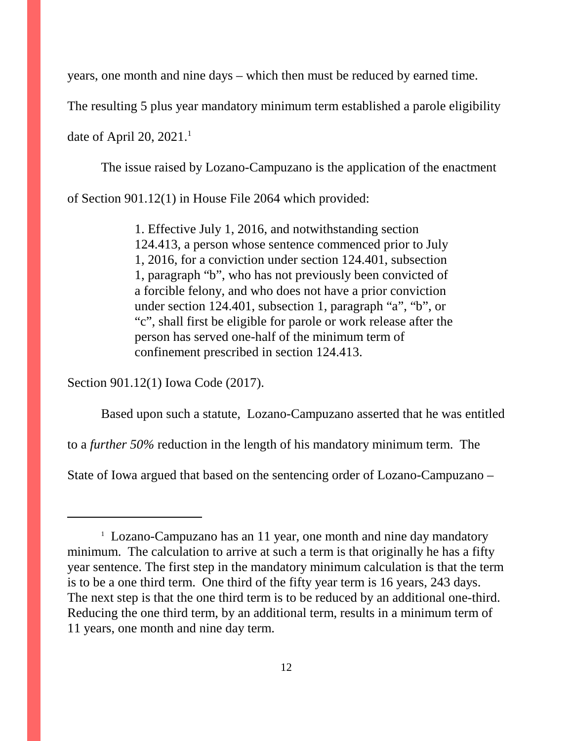years, one month and nine days – which then must be reduced by earned time. The resulting 5 plus year mandatory minimum term established a parole eligibility date of April 20, 2021.[1]

The issue raised by Lozano-Campuzano is the application of the enactment of Section 901.12(1) in House File 2064 which provided:

> 1. Effective July 1, 2016, and notwithstanding section 124.413, a person whose sentence commenced prior to July 1, 2016, for a conviction under section 124.401, subsection 1, paragraph "b", who has not previously been convicted of a forcible felony, and who does not have a prior conviction under section 124.401, subsection 1, paragraph "a", "b", or "c", shall first be eligible for parole or work release after the person has served one-half of the minimum term of confinement prescribed in section 124.413.

Section 901.12(1) Iowa Code (2017).

Based upon such a statute, Lozano-Campuzano asserted that he was entitled to a *further 50%* reduction in the length of his mandatory minimum term. The State of Iowa argued that based on the sentencing order of Lozano-Campuzano –

---

[1] Lozano-Campuzano has an 11 year, one month and nine day mandatory minimum. The calculation to arrive at such a term is that originally he has a fifty year sentence. The first step in the mandatory minimum calculation is that the term is to be a one third term. One third of the fifty year term is 16 years, 243 days. The next step is that the one third term is to be reduced by an additional one-third. Reducing the one third term, by an additional term, results in a minimum term of 11 years, one month and nine day term.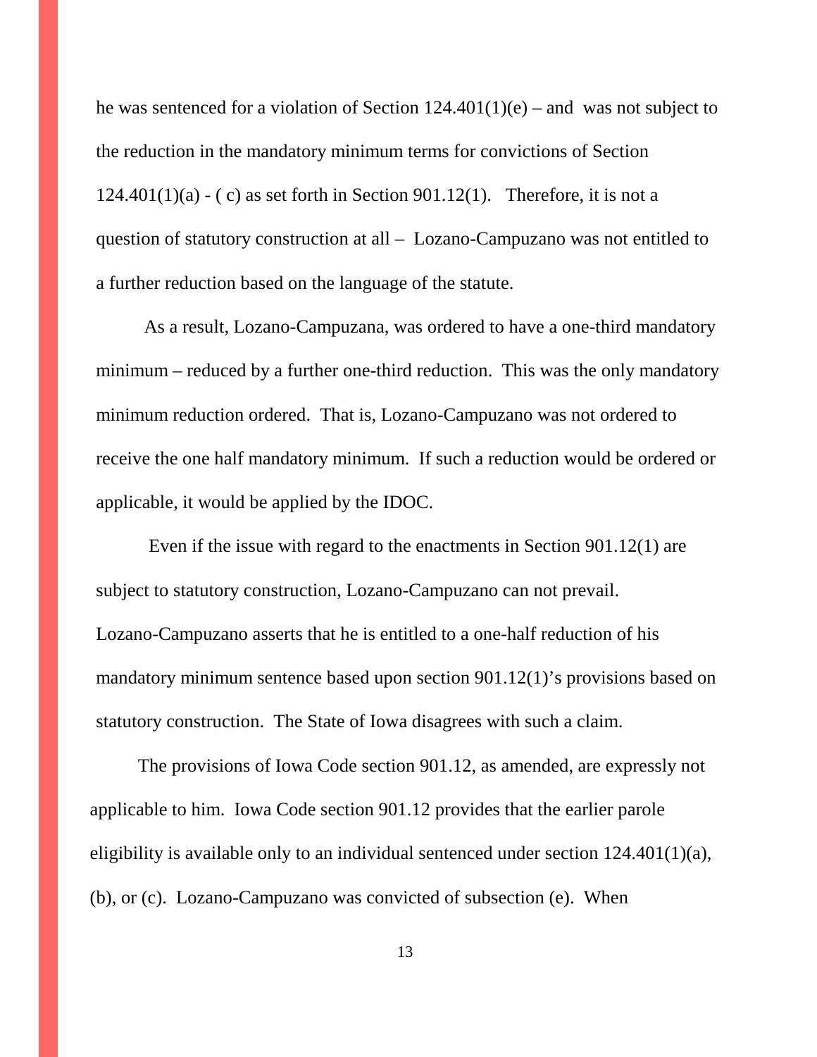he was sentenced for a violation of Section 124.401(1)(e) – and was not subject to the reduction in the mandatory minimum terms for convictions of Section 124.401(1)(a) - ( c) as set forth in Section 901.12(1). Therefore, it is not a question of statutory construction at all – Lozano-Campuzano was not entitled to a further reduction based on the language of the statute.

As a result, Lozano-Campuzana, was ordered to have a one-third mandatory minimum – reduced by a further one-third reduction. This was the only mandatory minimum reduction ordered. That is, Lozano-Campuzano was not ordered to receive the one half mandatory minimum. If such a reduction would be ordered or applicable, it would be applied by the IDOC.

Even if the issue with regard to the enactments in Section 901.12(1) are subject to statutory construction, Lozano-Campuzano can not prevail. Lozano-Campuzano asserts that he is entitled to a one-half reduction of his mandatory minimum sentence based upon section 901.12(1)'s provisions based on statutory construction. The State of Iowa disagrees with such a claim.

The provisions of Iowa Code section 901.12, as amended, are expressly not applicable to him. Iowa Code section 901.12 provides that the earlier parole eligibility is available only to an individual sentenced under section 124.401(1)(a), (b), or (c). Lozano-Campuzano was convicted of subsection (e). When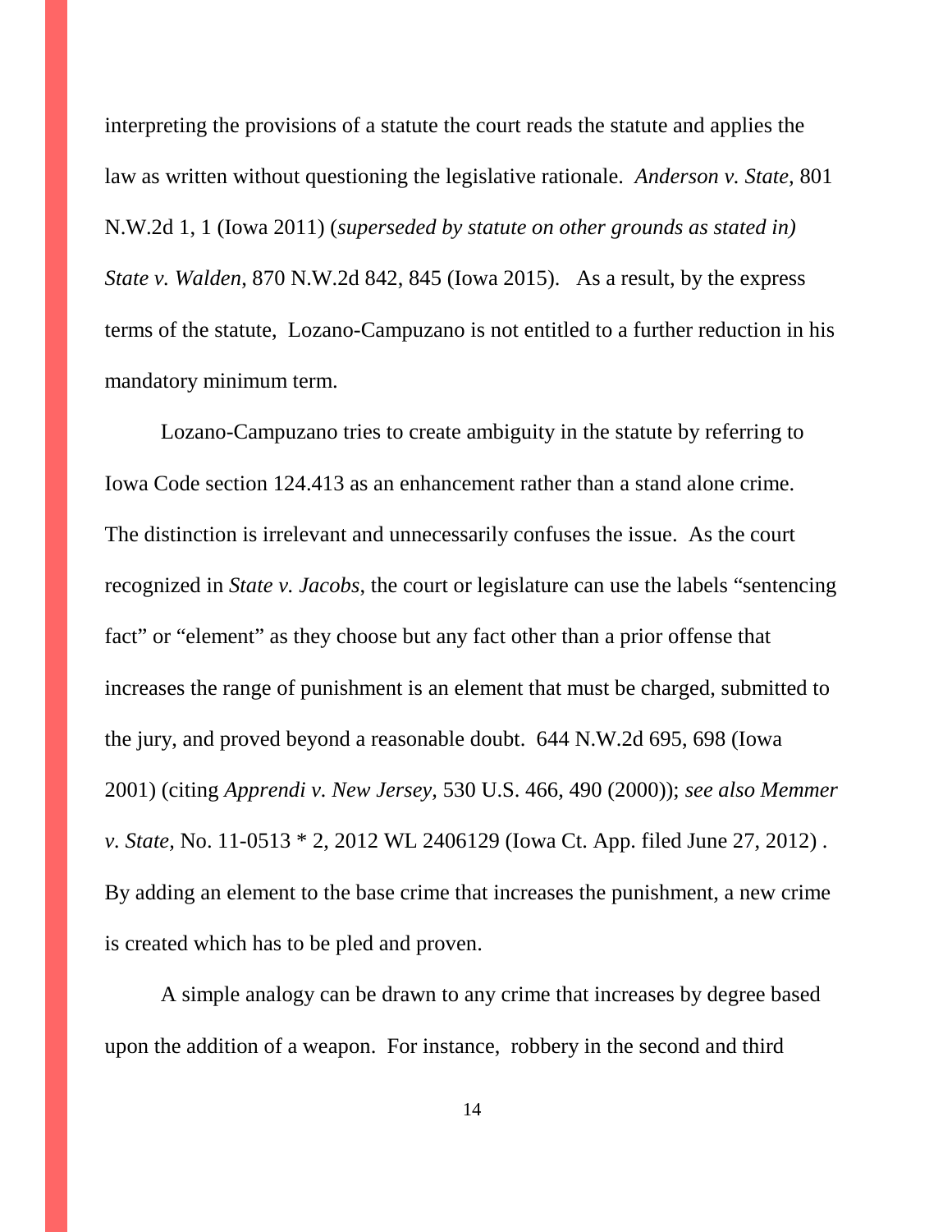interpreting the provisions of a statute the court reads the statute and applies the law as written without questioning the legislative rationale. *Anderson v. State,* 801 N.W.2d 1, 1 (Iowa 2011) (*superseded by statute on other grounds as stated in) State v. Walden*, 870 N.W.2d 842, 845 (Iowa 2015). As a result, by the express terms of the statute, Lozano-Campuzano is not entitled to a further reduction in his mandatory minimum term.

Lozano-Campuzano tries to create ambiguity in the statute by referring to Iowa Code section 124.413 as an enhancement rather than a stand alone crime. The distinction is irrelevant and unnecessarily confuses the issue. As the court recognized in *State v. Jacobs*, the court or legislature can use the labels "sentencing fact" or "element" as they choose but any fact other than a prior offense that increases the range of punishment is an element that must be charged, submitted to the jury, and proved beyond a reasonable doubt. 644 N.W.2d 695, 698 (Iowa 2001) (citing *Apprendi v. New Jersey,* 530 U.S. 466, 490 (2000)); *see also Memmer v. State,* No. 11-0513 * 2, 2012 WL 2406129 (Iowa Ct. App. filed June 27, 2012) . By adding an element to the base crime that increases the punishment, a new crime is created which has to be pled and proven.

A simple analogy can be drawn to any crime that increases by degree based upon the addition of a weapon. For instance, robbery in the second and third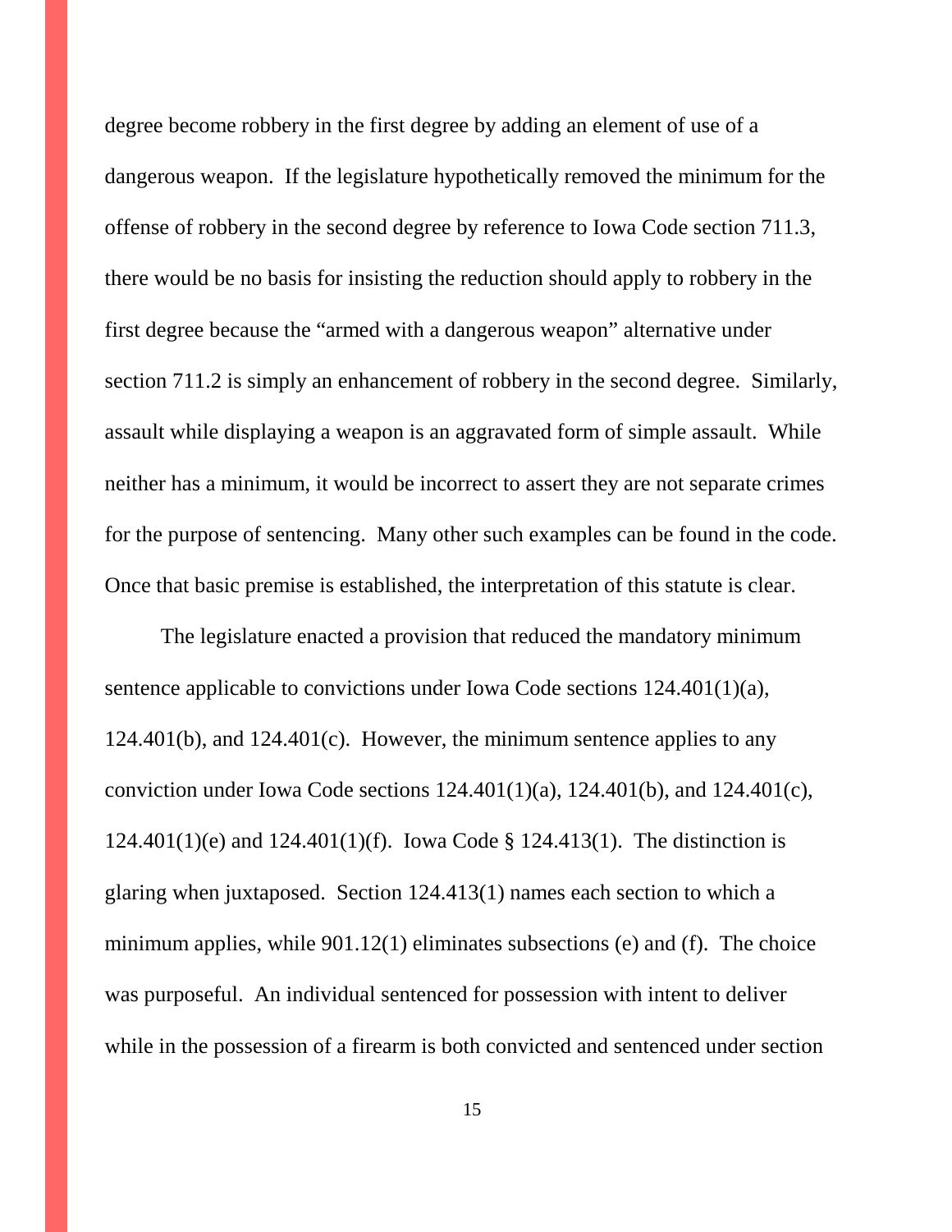degree become robbery in the first degree by adding an element of use of a dangerous weapon. If the legislature hypothetically removed the minimum for the offense of robbery in the second degree by reference to Iowa Code section 711.3, there would be no basis for insisting the reduction should apply to robbery in the first degree because the "armed with a dangerous weapon" alternative under section 711.2 is simply an enhancement of robbery in the second degree. Similarly, assault while displaying a weapon is an aggravated form of simple assault. While neither has a minimum, it would be incorrect to assert they are not separate crimes for the purpose of sentencing. Many other such examples can be found in the code. Once that basic premise is established, the interpretation of this statute is clear.

The legislature enacted a provision that reduced the mandatory minimum sentence applicable to convictions under Iowa Code sections 124.401(1)(a), 124.401(b), and 124.401(c). However, the minimum sentence applies to any conviction under Iowa Code sections 124.401(1)(a), 124.401(b), and 124.401(c), 124.401(1)(e) and 124.401(1)(f). Iowa Code § 124.413(1). The distinction is glaring when juxtaposed. Section 124.413(1) names each section to which a minimum applies, while 901.12(1) eliminates subsections (e) and (f). The choice was purposeful. An individual sentenced for possession with intent to deliver while in the possession of a firearm is both convicted and sentenced under section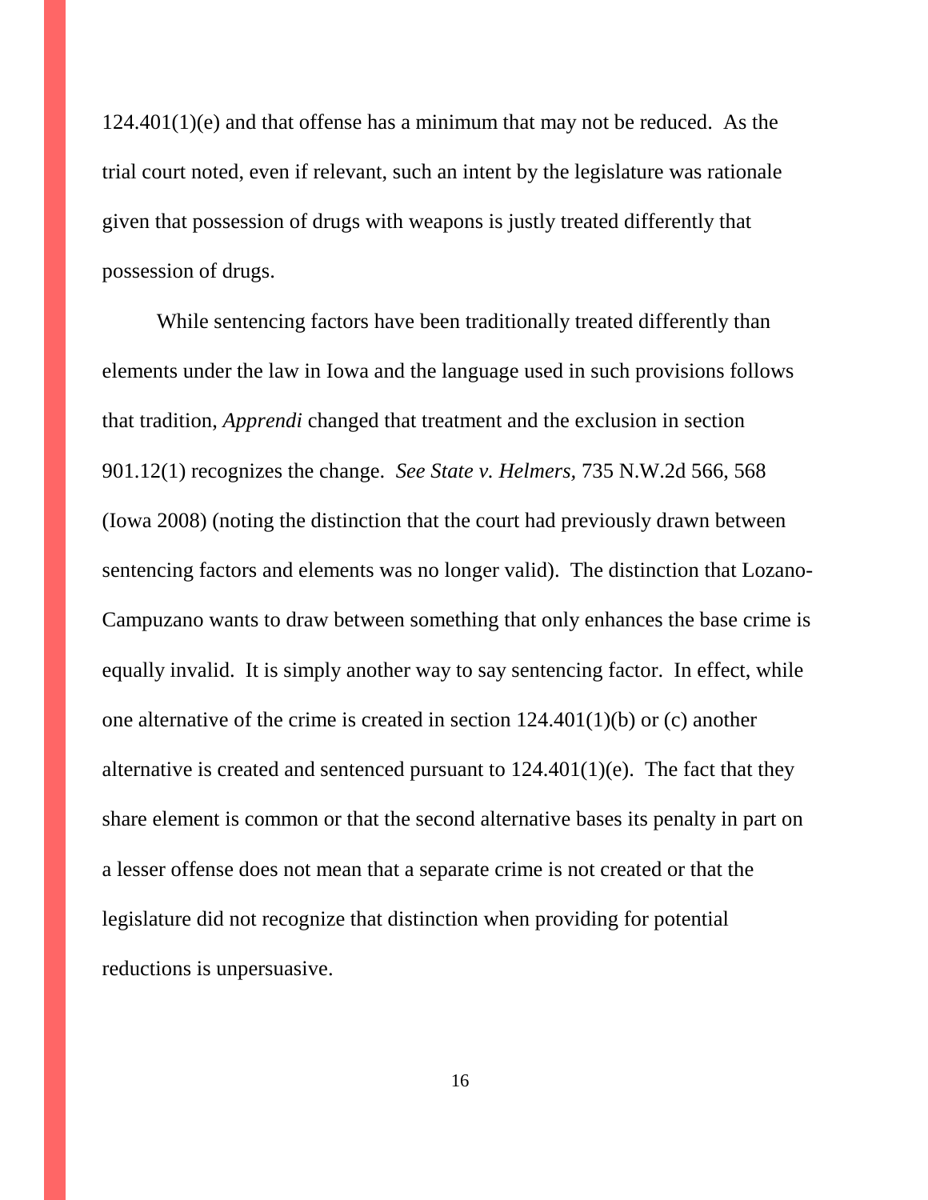124.401(1)(e) and that offense has a minimum that may not be reduced. As the trial court noted, even if relevant, such an intent by the legislature was rationale given that possession of drugs with weapons is justly treated differently that possession of drugs.

While sentencing factors have been traditionally treated differently than elements under the law in Iowa and the language used in such provisions follows that tradition, *Apprendi* changed that treatment and the exclusion in section 901.12(1) recognizes the change. *See State v. Helmers*, 735 N.W.2d 566, 568 (Iowa 2008) (noting the distinction that the court had previously drawn between sentencing factors and elements was no longer valid). The distinction that Lozano-Campuzano wants to draw between something that only enhances the base crime is equally invalid. It is simply another way to say sentencing factor. In effect, while one alternative of the crime is created in section 124.401(1)(b) or (c) another alternative is created and sentenced pursuant to 124.401(1)(e). The fact that they share element is common or that the second alternative bases its penalty in part on a lesser offense does not mean that a separate crime is not created or that the legislature did not recognize that distinction when providing for potential reductions is unpersuasive.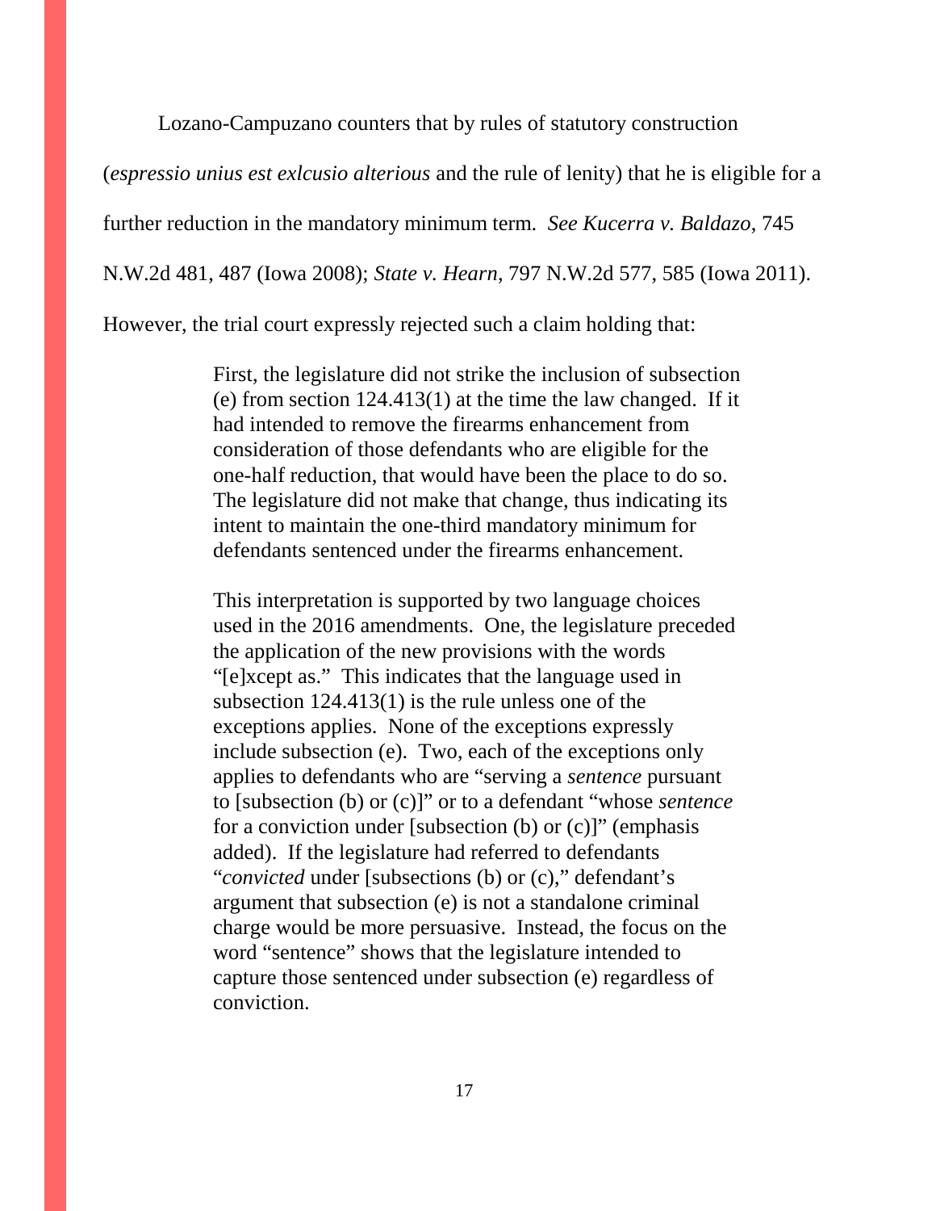Lozano-Campuzano counters that by rules of statutory construction (*espressio unius est exlcusio alterious* and the rule of lenity) that he is eligible for a further reduction in the mandatory minimum term. *See Kucerra v. Baldazo*, 745 N.W.2d 481, 487 (Iowa 2008); *State v. Hearn*, 797 N.W.2d 577, 585 (Iowa 2011). However, the trial court expressly rejected such a claim holding that:

> First, the legislature did not strike the inclusion of subsection (e) from section 124.413(1) at the time the law changed. If it had intended to remove the firearms enhancement from consideration of those defendants who are eligible for the one-half reduction, that would have been the place to do so. The legislature did not make that change, thus indicating its intent to maintain the one-third mandatory minimum for defendants sentenced under the firearms enhancement.
>
> This interpretation is supported by two language choices used in the 2016 amendments. One, the legislature preceded the application of the new provisions with the words "[e]xcept as." This indicates that the language used in subsection 124.413(1) is the rule unless one of the exceptions applies. None of the exceptions expressly include subsection (e). Two, each of the exceptions only applies to defendants who are "serving a *sentence* pursuant to [subsection (b) or (c)]" or to a defendant "whose *sentence* for a conviction under [subsection (b) or (c)]" (emphasis added). If the legislature had referred to defendants "*convicted* under [subsections (b) or (c)," defendant's argument that subsection (e) is not a standalone criminal charge would be more persuasive. Instead, the focus on the word "sentence" shows that the legislature intended to capture those sentenced under subsection (e) regardless of conviction.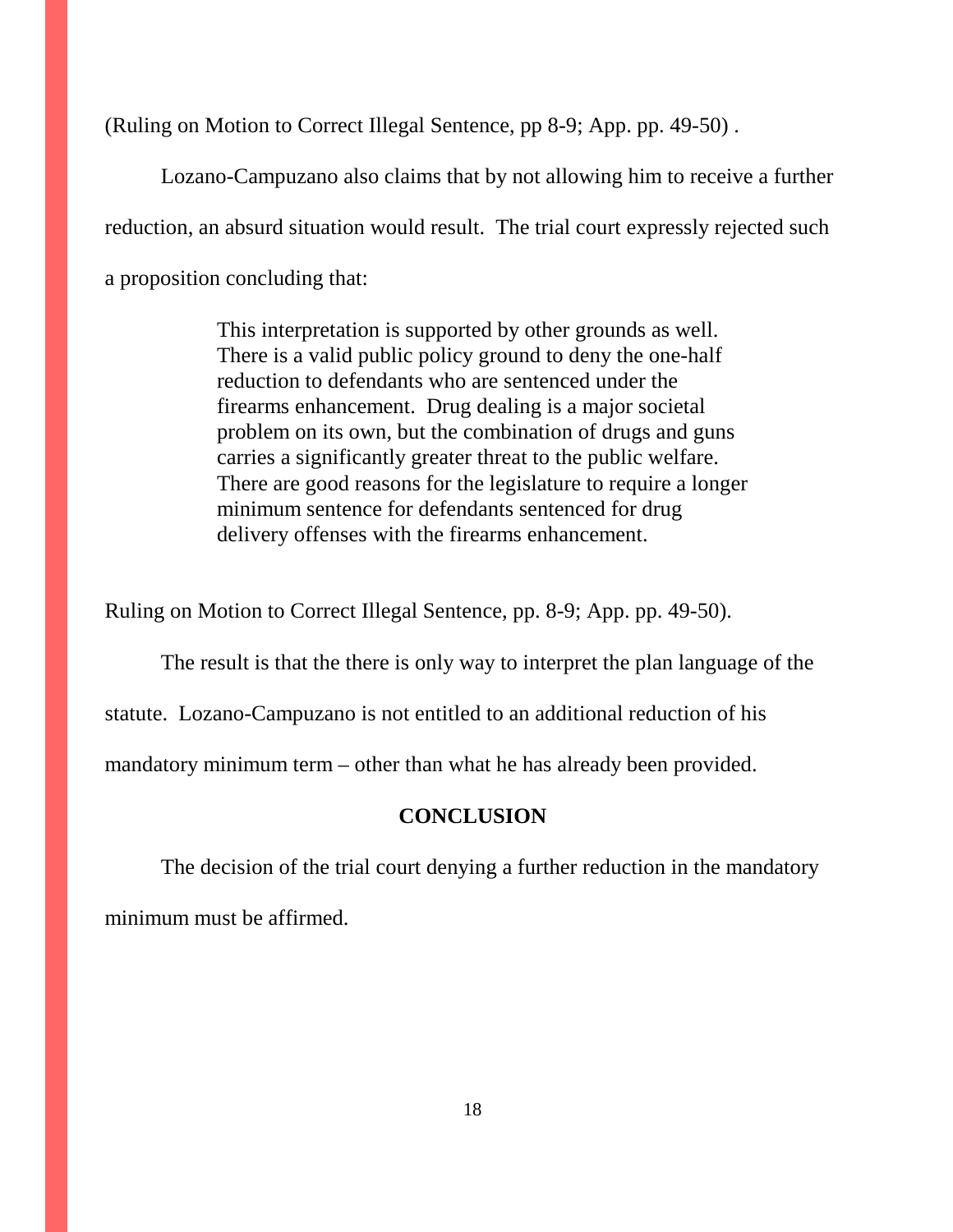(Ruling on Motion to Correct Illegal Sentence, pp 8-9; App. pp. 49-50) .

Lozano-Campuzano also claims that by not allowing him to receive a further reduction, an absurd situation would result. The trial court expressly rejected such a proposition concluding that:

> This interpretation is supported by other grounds as well. There is a valid public policy ground to deny the one-half reduction to defendants who are sentenced under the firearms enhancement. Drug dealing is a major societal problem on its own, but the combination of drugs and guns carries a significantly greater threat to the public welfare. There are good reasons for the legislature to require a longer minimum sentence for defendants sentenced for drug delivery offenses with the firearms enhancement.

Ruling on Motion to Correct Illegal Sentence, pp. 8-9; App. pp. 49-50).

The result is that the there is only way to interpret the plan language of the statute. Lozano-Campuzano is not entitled to an additional reduction of his mandatory minimum term – other than what he has already been provided.

## CONCLUSION

The decision of the trial court denying a further reduction in the mandatory minimum must be affirmed.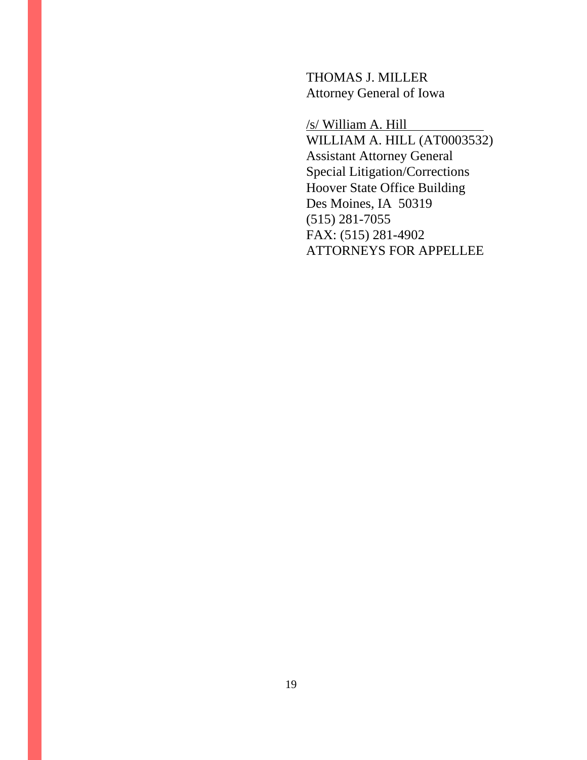THOMAS J. MILLER
Attorney General of Iowa

/s/ William A. Hill
WILLIAM A. HILL (AT0003532)
Assistant Attorney General
Special Litigation/Corrections
Hoover State Office Building
Des Moines, IA 50319
(515) 281-7055
FAX: (515) 281-4902
ATTORNEYS FOR APPELLEE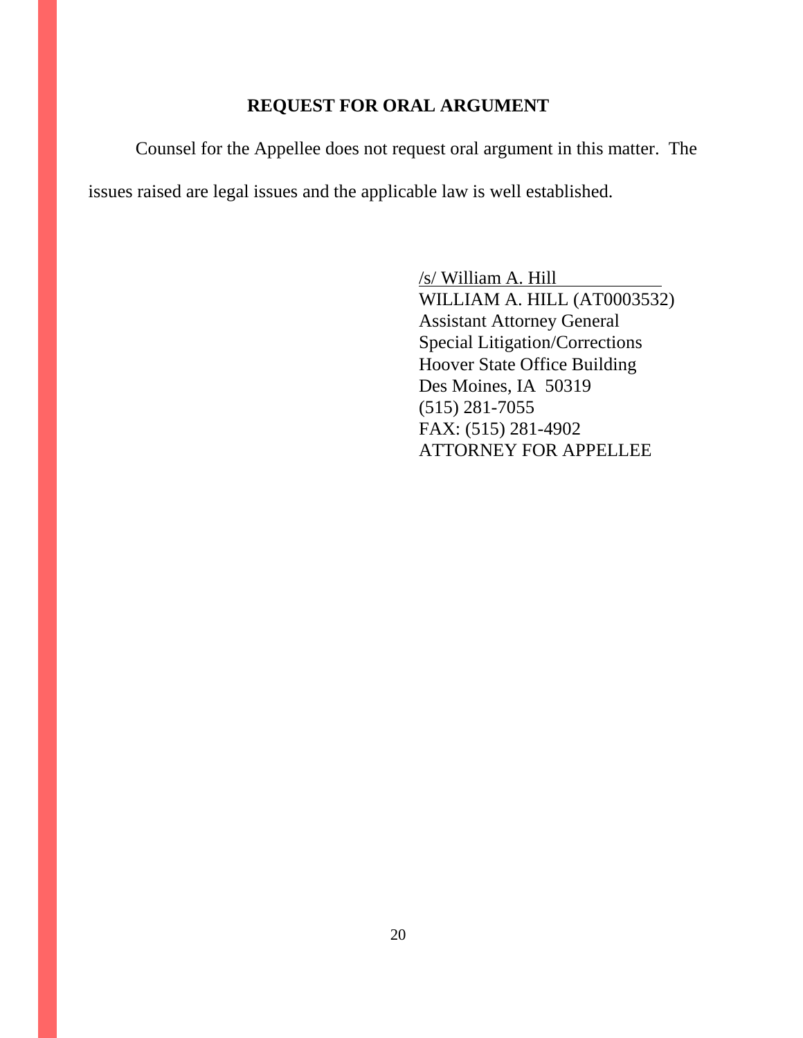## REQUEST FOR ORAL ARGUMENT

Counsel for the Appellee does not request oral argument in this matter. The issues raised are legal issues and the applicable law is well established.

/s/ William A. Hill  
WILLIAM A. HILL (AT0003532)  
Assistant Attorney General  
Special Litigation/Corrections  
Hoover State Office Building  
Des Moines, IA 50319  
(515) 281-7055  
FAX: (515) 281-4902  
ATTORNEY FOR APPELLEE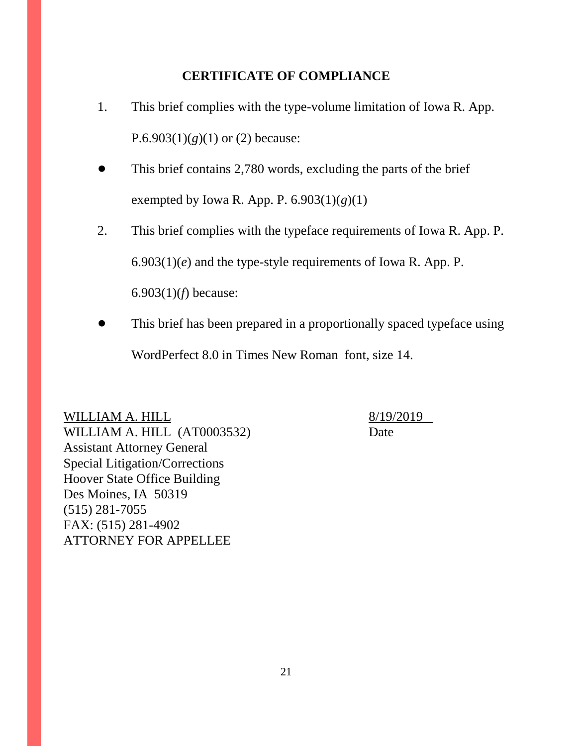## CERTIFICATE OF COMPLIANCE

1. This brief complies with the type-volume limitation of Iowa R. App. P.6.903(1)(*g*)(1) or (2) because:

- This brief contains 2,780 words, excluding the parts of the brief exempted by Iowa R. App. P. 6.903(1)(*g*)(1)

2. This brief complies with the typeface requirements of Iowa R. App. P. 6.903(1)(*e*) and the type-style requirements of Iowa R. App. P. 6.903(1)(*f*) because:

- This brief has been prepared in a proportionally spaced typeface using WordPerfect 8.0 in Times New Roman font, size 14.

WILLIAM A. HILL
WILLIAM A. HILL (AT0003532)
Assistant Attorney General
Special Litigation/Corrections
Hoover State Office Building
Des Moines, IA 50319
(515) 281-7055
FAX: (515) 281-4902
ATTORNEY FOR APPELLEE

8/19/2019
Date